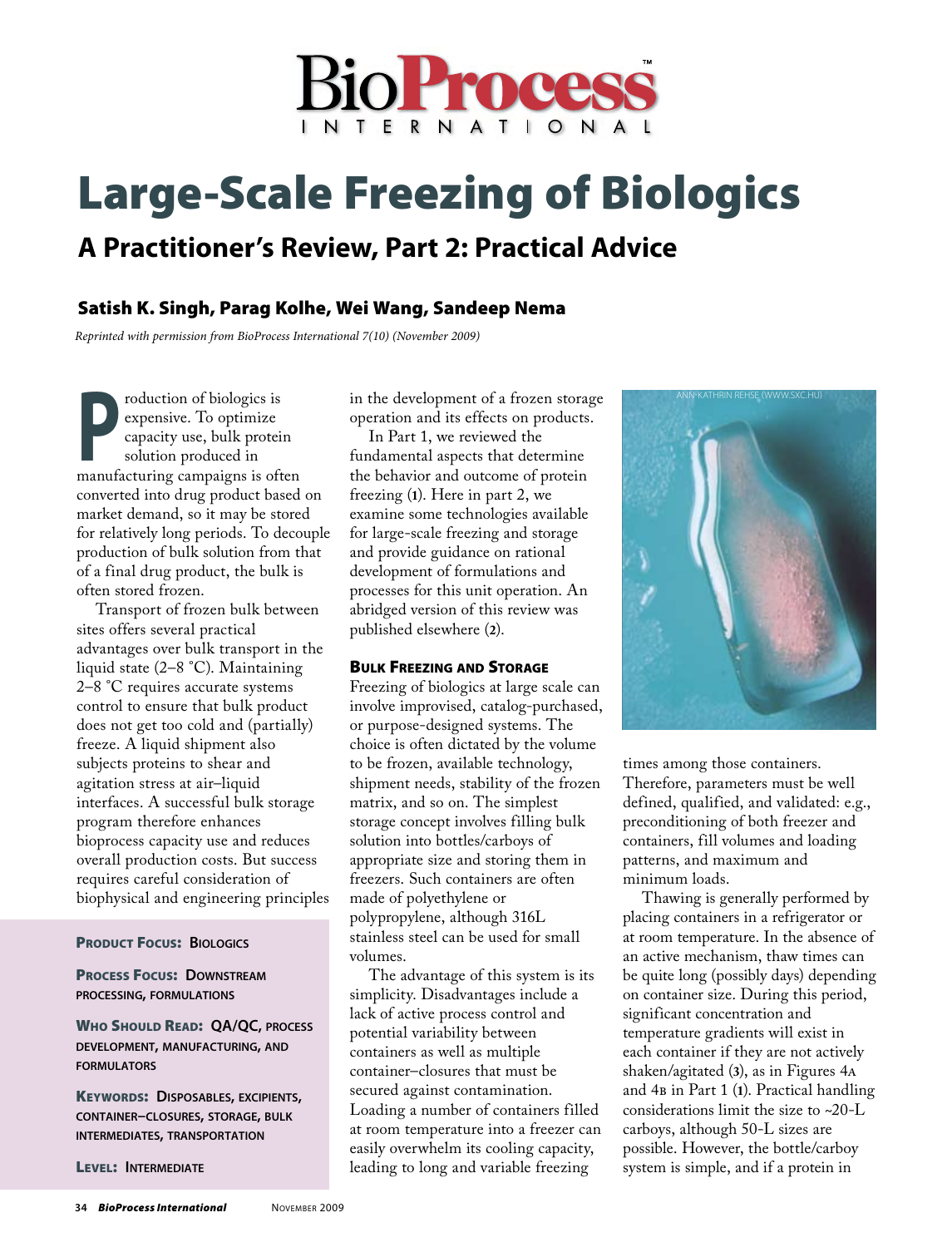# Large-Scale Freezing of Biologics

## A Practitioner's Review, Part 2: Practical Advice

### Satish K. Singh, Parag Kolhe, Wei Wang, Sandeep Nema

*Reprinted with permission from BioProcess International 7(10) (November 2009)*

Production of biologics is expensive. To optimize capacity use, bulk protein solution produced in manufacturing campaigns is often converted into drug product based on market demand, so it may be stored for relatively long periods. To decouple production of bulk solution from that of a final drug product, the bulk is often stored frozen.

Transport of frozen bulk between sites offers several practical advantages over bulk transport in the liquid state (2–8 °C). Maintaining 2–8 °C requires accurate systems control to ensure that bulk product does not get too cold and (partially) freeze. A liquid shipment also subjects proteins to shear and agitation stress at air–liquid interfaces. A successful bulk storage program therefore enhances bioprocess capacity use and reduces overall production costs. But success requires careful consideration of biophysical and engineering principles in the development of a frozen storage operation and its effects on products.

In Part 1, we reviewed the fundamental aspects that determine the behavior and outcome of protein freezing (**1**). Here in part 2, we examine some technologies available for large-scale freezing and storage and provide guidance on rational development of formulations and processes for this unit operation. An abridged version of this review was published elsewhere (**2**).

**Product Focus:** Biologics

**Process Focus:** Downstream processing, formulations

**Who Should Read:** QA/QC, process development, manufacturing, and formulators

**Keywords:** Disposables, excipients, container–closures, storage, bulk intermediates, transportation

**Level:** Intermediate

## Bulk Freezing and Storage

Freezing of biologics at large scale can involve improvised, catalog-purchased, or purpose-designed systems. The choice is often dictated by the volume to be frozen, available technology, shipment needs, stability of the frozen matrix, and so on. The simplest storage concept involves filling bulk solution into bottles/carboys of appropriate size and storing them in freezers. Such containers are often made of polyethylene or polypropylene, although 316L stainless steel can be used for small volumes.

The advantage of this system is its simplicity. Disadvantages include a lack of active process control and potential variability between containers as well as multiple container–closures that must be secured against contamination. Loading a number of containers filled at room temperature into a freezer can easily overwhelm its cooling capacity, leading to long and variable freezing times among those containers. Therefore, parameters must be well defined, qualified, and validated: e.g., preconditioning of both freezer and containers, fill volumes and loading patterns, and maximum and minimum loads.

Thawing is generally performed by placing containers in a refrigerator or at room temperature. In the absence of an active mechanism, thaw times can be quite long (possibly days) depending on container size. During this period, significant concentration and temperature gradients will exist in each container if they are not actively shaken/agitated (**3**), as in Figures 4A and 4B in Part 1 (**1**). Practical handling considerations limit the size to ~20-L carboys, although 50-L sizes are possible. However, the bottle/carboy system is simple, and if a protein in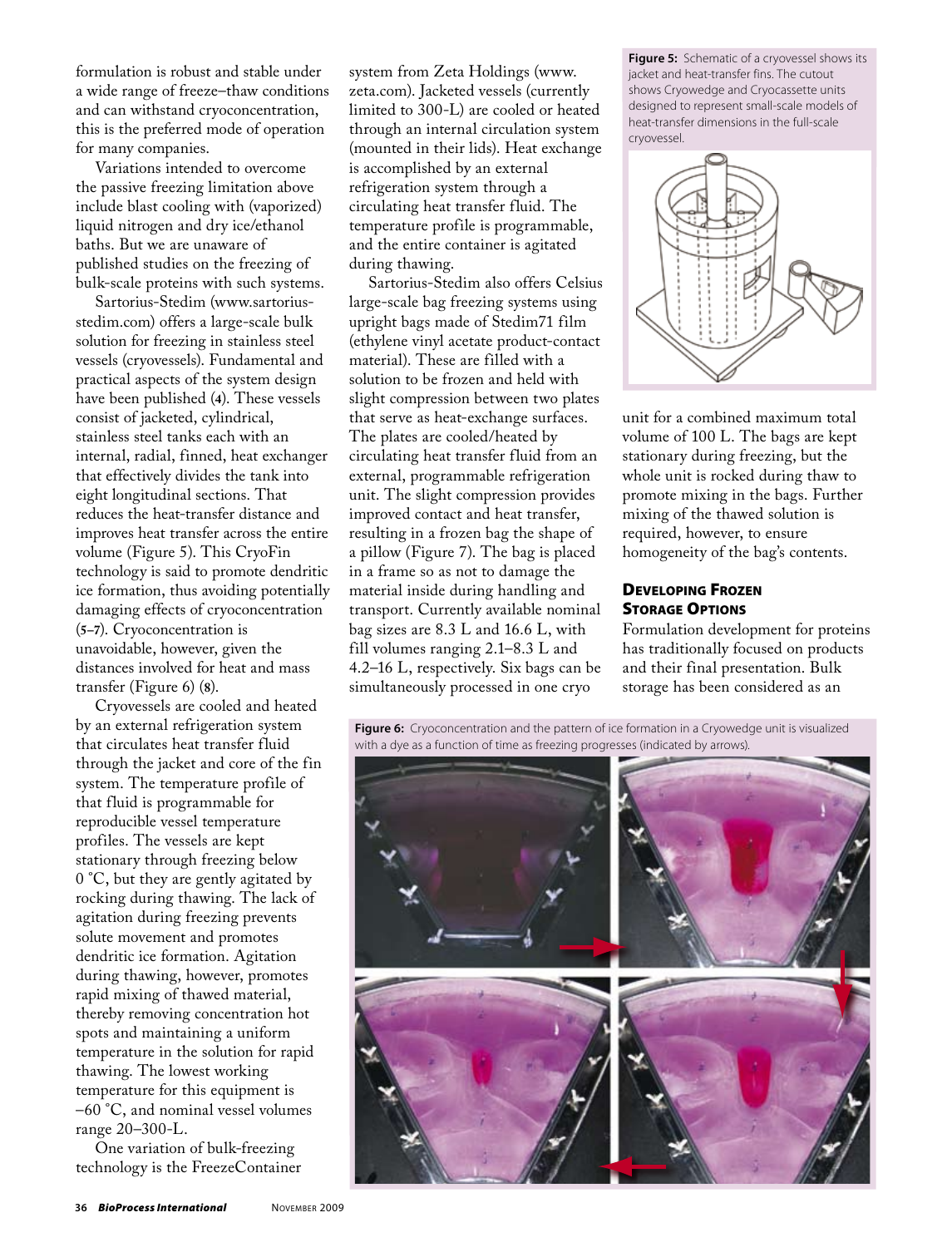formulation is robust and stable under a wide range of freeze–thaw conditions and can withstand cryoconcentration, this is the preferred mode of operation for many companies.

Variations intended to overcome the passive freezing limitation above include blast cooling with (vaporized) liquid nitrogen and dry ice/ethanol baths. But we are unaware of published studies on the freezing of bulk-scale proteins with such systems.

Sartorius-Stedim (www.sartorius-stedim.com) offers a large-scale bulk solution for freezing in stainless steel vessels (cryovessels). Fundamental and practical aspects of the system design have been published (**4**). These vessels consist of jacketed, cylindrical, stainless steel tanks each with an internal, radial, finned, heat exchanger that effectively divides the tank into eight longitudinal sections. That reduces the heat-transfer distance and improves heat transfer across the entire volume (Figure 5). This CryoFin technology is said to promote dendritic ice formation, thus avoiding potentially damaging effects of cryoconcentration (**5–7**). Cryoconcentration is unavoidable, however, given the distances involved for heat and mass transfer (Figure 6) (**8**).

Cryovessels are cooled and heated by an external refrigeration system that circulates heat transfer fluid through the jacket and core of the fin system. The temperature profile of that fluid is programmable for reproducible vessel temperature profiles. The vessels are kept stationary through freezing below 0 °C, but they are gently agitated by rocking during thawing. The lack of agitation during freezing prevents solute movement and promotes dendritic ice formation. Agitation during thawing, however, promotes rapid mixing of thawed material, thereby removing concentration hot spots and maintaining a uniform temperature in the solution for rapid thawing. The lowest working temperature for this equipment is –60 °C, and nominal vessel volumes range 20–300-L.

One variation of bulk-freezing technology is the FreezeContainer system from Zeta Holdings (www.zeta.com). Jacketed vessels (currently limited to 300-L) are cooled or heated through an internal circulation system (mounted in their lids). Heat exchange is accomplished by an external refrigeration system through a circulating heat transfer fluid. The temperature profile is programmable, and the entire container is agitated during thawing.

Sartorius-Stedim also offers Celsius large-scale bag freezing systems using upright bags made of Stedim71 film (ethylene vinyl acetate product-contact material). These are filled with a solution to be frozen and held with slight compression between two plates that serve as heat-exchange surfaces. The plates are cooled/heated by circulating heat transfer fluid from an external, programmable refrigeration unit. The slight compression provides improved contact and heat transfer, resulting in a frozen bag the shape of a pillow (Figure 7). The bag is placed in a frame so as not to damage the material inside during handling and transport. Currently available nominal bag sizes are 8.3 L and 16.6 L, with fill volumes ranging 2.1–8.3 L and 4.2–16 L, respectively. Six bags can be simultaneously processed in one cryo unit for a combined maximum total volume of 100 L. The bags are kept stationary during freezing, but the whole unit is rocked during thaw to promote mixing in the bags. Further mixing of the thawed solution is required, however, to ensure homogeneity of the bag's contents.

**Figure 5:** Schematic of a cryovessel shows its jacket and heat-transfer fins. The cutout shows Cryowedge and Cryocassette units designed to represent small-scale models of heat-transfer dimensions in the full-scale cryovessel.

**Figure 6:** Cryoconcentration and the pattern of ice formation in a Cryowedge unit is visualized with a dye as a function of time as freezing progresses (indicated by arrows).

## Developing Frozen Storage Options

Formulation development for proteins has traditionally focused on products and their final presentation. Bulk storage has been considered as an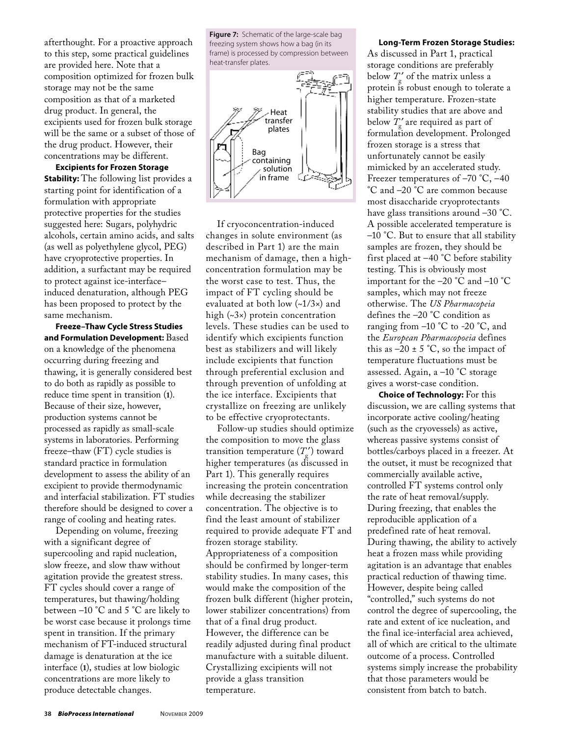afterthought. For a proactive approach to this step, some practical guidelines are provided here. Note that a composition optimized for frozen bulk storage may not be the same composition as that of a marketed drug product. In general, the excipients used for frozen bulk storage will be the same or a subset of those of the drug product. However, their concentrations may be different.

**Excipients for Frozen Storage Stability:** The following list provides a starting point for identification of a formulation with appropriate protective properties for the studies suggested here: Sugars, polyhydric alcohols, certain amino acids, and salts (as well as polyethylene glycol, PEG) have cryoprotective properties. In addition, a surfactant may be required to protect against ice-interface–induced denaturation, although PEG has been proposed to protect by the same mechanism.

**Freeze–Thaw Cycle Stress Studies and Formulation Development:** Based on a knowledge of the phenomena occurring during freezing and thawing, it is generally considered best to do both as rapidly as possible to reduce time spent in transition (**1**). Because of their size, however, production systems cannot be processed as rapidly as small-scale systems in laboratories. Performing freeze–thaw (FT) cycle studies is standard practice in formulation development to assess the ability of an excipient to provide thermodynamic and interfacial stabilization. FT studies therefore should be designed to cover a range of cooling and heating rates.

Depending on volume, freezing with a significant degree of supercooling and rapid nucleation, slow freeze, and slow thaw without agitation provide the greatest stress. FT cycles should cover a range of temperatures, but thawing/holding between –10 °C and 5 °C are likely to be worst case because it prolongs time spent in transition. If the primary mechanism of FT-induced structural damage is denaturation at the ice interface (**1**), studies at low biologic concentrations are more likely to produce detectable changes.

**Figure 7:** Schematic of the large-scale bag freezing system shows how a bag (in its frame) is processed by compression between heat-transfer plates.

If cryoconcentration-induced changes in solute environment (as described in Part 1) are the main mechanism of damage, then a high-concentration formulation may be the worst case to test. Thus, the impact of FT cycling should be evaluated at both low (~1/3×) and high (~3×) protein concentration levels. These studies can be used to identify which excipients function best as stabilizers and will likely include excipients that function through preferential exclusion and through prevention of unfolding at the ice interface. Excipients that crystallize on freezing are unlikely to be effective cryoprotectants.

Follow-up studies should optimize the composition to move the glass transition temperature ($T_g'$) toward higher temperatures (as discussed in Part 1). This generally requires increasing the protein concentration while decreasing the stabilizer concentration. The objective is to find the least amount of stabilizer required to provide adequate FT and frozen storage stability. Appropriateness of a composition should be confirmed by longer-term stability studies. In many cases, this would make the composition of the frozen bulk different (higher protein, lower stabilizer concentrations) from that of a final drug product. However, the difference can be readily adjusted during final product manufacture with a suitable diluent. Crystallizing excipients will not provide a glass transition temperature.

**Long-Term Frozen Storage Studies:** As discussed in Part 1, practical storage conditions are preferably below $T_g'$ of the matrix unless a protein is robust enough to tolerate a higher temperature. Frozen-state stability studies that are above and below $T_g'$ are required as part of formulation development. Prolonged frozen storage is a stress that unfortunately cannot be easily mimicked by an accelerated study. Freezer temperatures of –70 °C, –40 °C and –20 °C are common because most disaccharide cryoprotectants have glass transitions around –30 °C. A possible accelerated temperature is –10 °C. But to ensure that all stability samples are frozen, they should be first placed at –40 °C before stability testing. This is obviously most important for the –20 °C and –10 °C samples, which may not freeze otherwise. The *US Pharmacopeia* defines the –20 °C condition as ranging from –10 °C to -20 °C, and the *European Pharmacopoeia* defines this as –20 ± 5 °C, so the impact of temperature fluctuations must be assessed. Again, a –10 °C storage gives a worst-case condition.

**Choice of Technology:** For this discussion, we are calling systems that incorporate active cooling/heating (such as the cryovessels) as active, whereas passive systems consist of bottles/carboys placed in a freezer. At the outset, it must be recognized that commercially available active, controlled FT systems control only the rate of heat removal/supply. During freezing, that enables the reproducible application of a predefined rate of heat removal. During thawing, the ability to actively heat a frozen mass while providing agitation is an advantage that enables practical reduction of thawing time. However, despite being called "controlled," such systems do not control the degree of supercooling, the rate and extent of ice nucleation, and the final ice-interfacial area achieved, all of which are critical to the ultimate outcome of a process. Controlled systems simply increase the probability that those parameters would be consistent from batch to batch.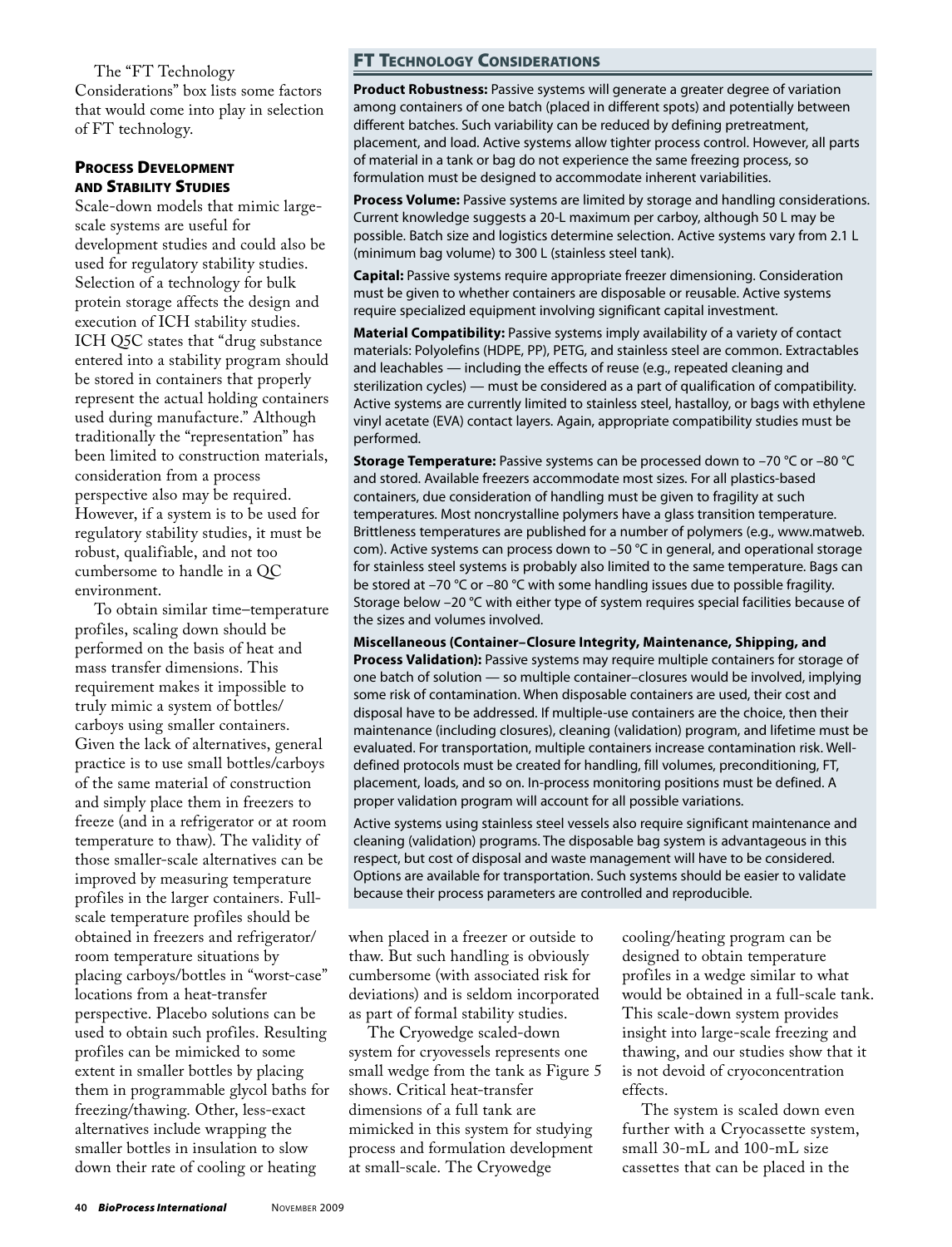The "FT Technology Considerations" box lists some factors that would come into play in selection of FT technology.

## FT Technology Considerations

**Product Robustness:** Passive systems will generate a greater degree of variation among containers of one batch (placed in different spots) and potentially between different batches. Such variability can be reduced by defining pretreatment, placement, and load. Active systems allow tighter process control. However, all parts of material in a tank or bag do not experience the same freezing process, so formulation must be designed to accommodate inherent variabilities.

**Process Volume:** Passive systems are limited by storage and handling considerations. Current knowledge suggests a 20-L maximum per carboy, although 50 L may be possible. Batch size and logistics determine selection. Active systems vary from 2.1 L (minimum bag volume) to 300 L (stainless steel tank).

**Capital:** Passive systems require appropriate freezer dimensioning. Consideration must be given to whether containers are disposable or reusable. Active systems require specialized equipment involving significant capital investment.

**Material Compatibility:** Passive systems imply availability of a variety of contact materials: Polyolefins (HDPE, PP), PETG, and stainless steel are common. Extractables and leachables — including the effects of reuse (e.g., repeated cleaning and sterilization cycles) — must be considered as a part of qualification of compatibility. Active systems are currently limited to stainless steel, hastalloy, or bags with ethylene vinyl acetate (EVA) contact layers. Again, appropriate compatibility studies must be performed.

**Storage Temperature:** Passive systems can be processed down to –70 °C or –80 °C and stored. Available freezers accommodate most sizes. For all plastics-based containers, due consideration of handling must be given to fragility at such temperatures. Most noncrystalline polymers have a glass transition temperature. Brittleness temperatures are published for a number of polymers (e.g., www.matweb.com). Active systems can process down to –50 °C in general, and operational storage for stainless steel systems is probably also limited to the same temperature. Bags can be stored at –70 °C or –80 °C with some handling issues due to possible fragility. Storage below –20 °C with either type of system requires special facilities because of the sizes and volumes involved.

**Miscellaneous (Container–Closure Integrity, Maintenance, Shipping, and Process Validation):** Passive systems may require multiple containers for storage of one batch of solution — so multiple container–closures would be involved, implying some risk of contamination. When disposable containers are used, their cost and disposal have to be addressed. If multiple-use containers are the choice, then their maintenance (including closures), cleaning (validation) program, and lifetime must be evaluated. For transportation, multiple containers increase contamination risk. Well-defined protocols must be created for handling, fill volumes, preconditioning, FT, placement, loads, and so on. In-process monitoring positions must be defined. A proper validation program will account for all possible variations.

Active systems using stainless steel vessels also require significant maintenance and cleaning (validation) programs. The disposable bag system is advantageous in this respect, but cost of disposal and waste management will have to be considered. Options are available for transportation. Such systems should be easier to validate because their process parameters are controlled and reproducible.

## Process Development and Stability Studies

Scale-down models that mimic large-scale systems are useful for development studies and could also be used for regulatory stability studies. Selection of a technology for bulk protein storage affects the design and execution of ICH stability studies. ICH Q5C states that "drug substance entered into a stability program should be stored in containers that properly represent the actual holding containers used during manufacture." Although traditionally the "representation" has been limited to construction materials, consideration from a process perspective also may be required. However, if a system is to be used for regulatory stability studies, it must be robust, qualifiable, and not too cumbersome to handle in a QC environment.

To obtain similar time–temperature profiles, scaling down should be performed on the basis of heat and mass transfer dimensions. This requirement makes it impossible to truly mimic a system of bottles/carboys using smaller containers. Given the lack of alternatives, general practice is to use small bottles/carboys of the same material of construction and simply place them in freezers to freeze (and in a refrigerator or at room temperature to thaw). The validity of those smaller-scale alternatives can be improved by measuring temperature profiles in the larger containers. Full-scale temperature profiles should be obtained in freezers and refrigerator/room temperature situations by placing carboys/bottles in "worst-case" locations from a heat-transfer perspective. Placebo solutions can be used to obtain such profiles. Resulting profiles can be mimicked to some extent in smaller bottles by placing them in programmable glycol baths for freezing/thawing. Other, less-exact alternatives include wrapping the smaller bottles in insulation to slow down their rate of cooling or heating when placed in a freezer or outside to thaw. But such handling is obviously cumbersome (with associated risk for deviations) and is seldom incorporated as part of formal stability studies.

The Cryowedge scaled-down system for cryovessels represents one small wedge from the tank as Figure 5 shows. Critical heat-transfer dimensions of a full tank are mimicked in this system for studying process and formulation development at small-scale. The Cryowedge cooling/heating program can be designed to obtain temperature profiles in a wedge similar to what would be obtained in a full-scale tank. This scale-down system provides insight into large-scale freezing and thawing, and our studies show that it is not devoid of cryoconcentration effects.

The system is scaled down even further with a Cryocassette system, small 30-mL and 100-mL size cassettes that can be placed in the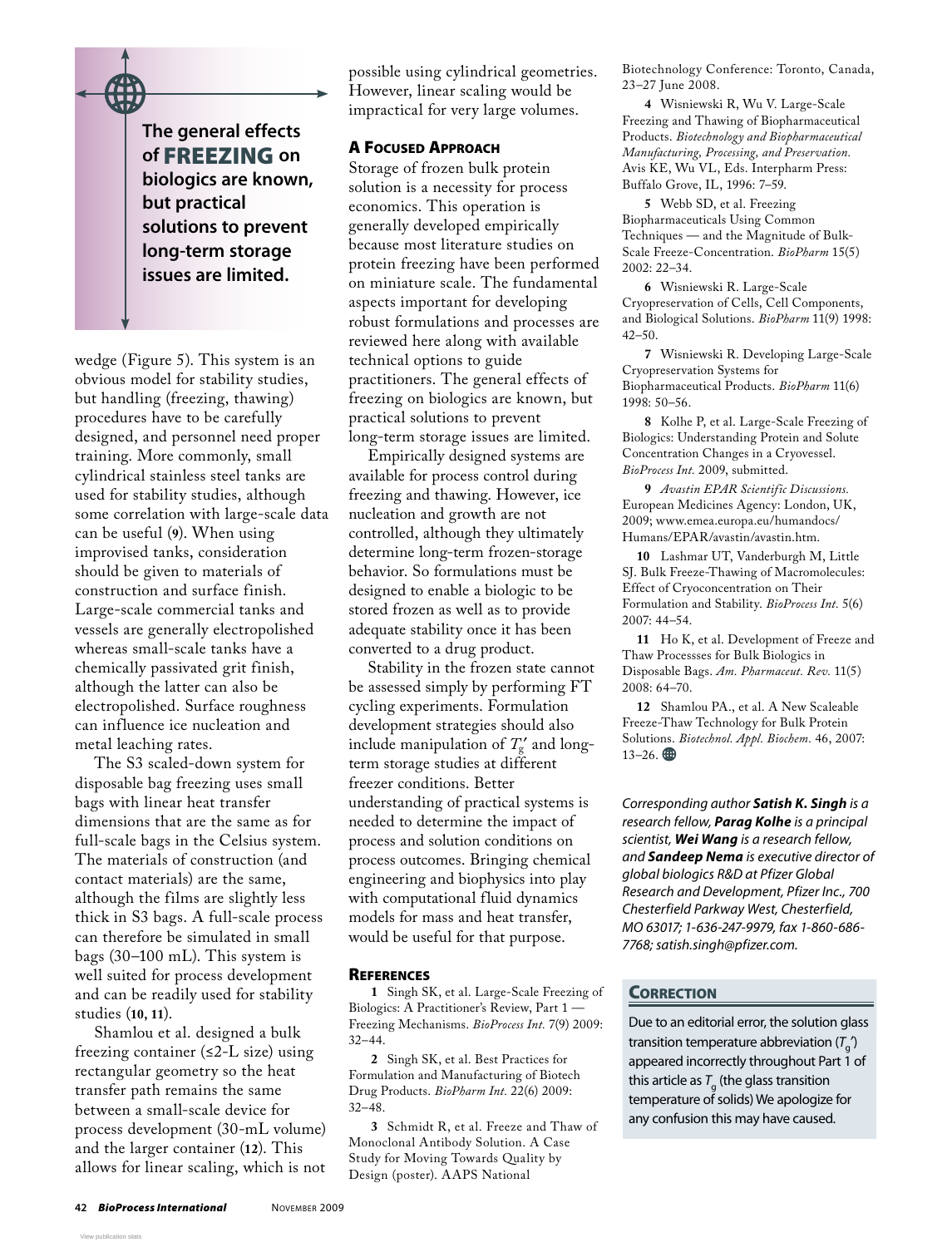**The general effects of FREEZING on biologics are known, but practical solutions to prevent long-term storage issues are limited.**

wedge (Figure 5). This system is an obvious model for stability studies, but handling (freezing, thawing) procedures have to be carefully designed, and personnel need proper training. More commonly, small cylindrical stainless steel tanks are used for stability studies, although some correlation with large-scale data can be useful (**9**). When using improvised tanks, consideration should be given to materials of construction and surface finish. Large-scale commercial tanks and vessels are generally electropolished whereas small-scale tanks have a chemically passivated grit finish, although the latter can also be electropolished. Surface roughness can influence ice nucleation and metal leaching rates.

The S3 scaled-down system for disposable bag freezing uses small bags with linear heat transfer dimensions that are the same as for full-scale bags in the Celsius system. The materials of construction (and contact materials) are the same, although the films are slightly less thick in S3 bags. A full-scale process can therefore be simulated in small bags (30–100 mL). This system is well suited for process development and can be readily used for stability studies (**10, 11**).

Shamlou et al. designed a bulk freezing container (≤2-L size) using rectangular geometry so the heat transfer path remains the same between a small-scale device for process development (30-mL volume) and the larger container (**12**). This allows for linear scaling, which is not possible using cylindrical geometries. However, linear scaling would be impractical for very large volumes.

## A Focused Approach

Storage of frozen bulk protein solution is a necessity for process economics. This operation is generally developed empirically because most literature studies on protein freezing have been performed on miniature scale. The fundamental aspects important for developing robust formulations and processes are reviewed here along with available technical options to guide practitioners. The general effects of freezing on biologics are known, but practical solutions to prevent long-term storage issues are limited.

Empirically designed systems are available for process control during freezing and thawing. However, ice nucleation and growth are not controlled, although they ultimately determine long-term frozen-storage behavior. So formulations must be designed to enable a biologic to be stored frozen as well as to provide adequate stability once it has been converted to a drug product.

Stability in the frozen state cannot be assessed simply by performing FT cycling experiments. Formulation development strategies should also include manipulation of $T_g'$ and long-term storage studies at different freezer conditions. Better understanding of practical systems is needed to determine the impact of process and solution conditions on process outcomes. Bringing chemical engineering and biophysics into play with computational fluid dynamics models for mass and heat transfer, would be useful for that purpose.

## References

**1** Singh SK, et al. Large-Scale Freezing of Biologics: A Practitioner's Review, Part 1 — Freezing Mechanisms. *BioProcess Int.* 7(9) 2009: 32–44.

**2** Singh SK, et al. Best Practices for Formulation and Manufacturing of Biotech Drug Products. *BioPharm Int.* 22(6) 2009: 32–48.

**3** Schmidt R, et al. Freeze and Thaw of Monoclonal Antibody Solution. A Case Study for Moving Towards Quality by Design (poster). AAPS National Biotechnology Conference: Toronto, Canada, 23–27 June 2008.

**4** Wisniewski R, Wu V. Large-Scale Freezing and Thawing of Biopharmaceutical Products. *Biotechnology and Biopharmaceutical Manufacturing, Processing, and Preservation.* Avis KE, Wu VL, Eds. Interpharm Press: Buffalo Grove, IL, 1996: 7–59.

**5** Webb SD, et al. Freezing Biopharmaceuticals Using Common Techniques — and the Magnitude of Bulk-Scale Freeze-Concentration. *BioPharm* 15(5) 2002: 22–34.

**6** Wisniewski R. Large-Scale Cryopreservation of Cells, Cell Components, and Biological Solutions. *BioPharm* 11(9) 1998: 42–50.

**7** Wisniewski R. Developing Large-Scale Cryopreservation Systems for Biopharmaceutical Products. *BioPharm* 11(6) 1998: 50–56.

**8** Kolhe P, et al. Large-Scale Freezing of Biologics: Understanding Protein and Solute Concentration Changes in a Cryovessel. *BioProcess Int.* 2009, submitted.

**9** *Avastin EPAR Scientific Discussions.* European Medicines Agency: London, UK, 2009; www.emea.europa.eu/humandocs/Humans/EPAR/avastin/avastin.htm.

**10** Lashmar UT, Vanderburgh M, Little SJ. Bulk Freeze-Thawing of Macromolecules: Effect of Cryoconcentration on Their Formulation and Stability. *BioProcess Int.* 5(6) 2007: 44–54.

**11** Ho K, et al. Development of Freeze and Thaw Processses for Bulk Biologics in Disposable Bags. *Am. Pharmaceut. Rev.* 11(5) 2008: 64–70.

**12** Shamlou PA., et al. A New Scaleable Freeze-Thaw Technology for Bulk Protein Solutions. *Biotechnol. Appl. Biochem.* 46, 2007: 13–26.

*Corresponding author **Satish K. Singh** is a research fellow, **Parag Kolhe** is a principal scientist, **Wei Wang** is a research fellow, and **Sandeep Nema** is executive director of global biologics R&D at Pfizer Global Research and Development, Pfizer Inc., 700 Chesterfield Parkway West, Chesterfield, MO 63017; 1-636-247-9979, fax 1-860-686-7768; satish.singh@pfizer.com.*

## Correction

Due to an editorial error, the solution glass transition temperature abbreviation ($T_g'$) appeared incorrectly throughout Part 1 of this article as $T_g$ (the glass transition temperature of solids) We apologize for any confusion this may have caused.